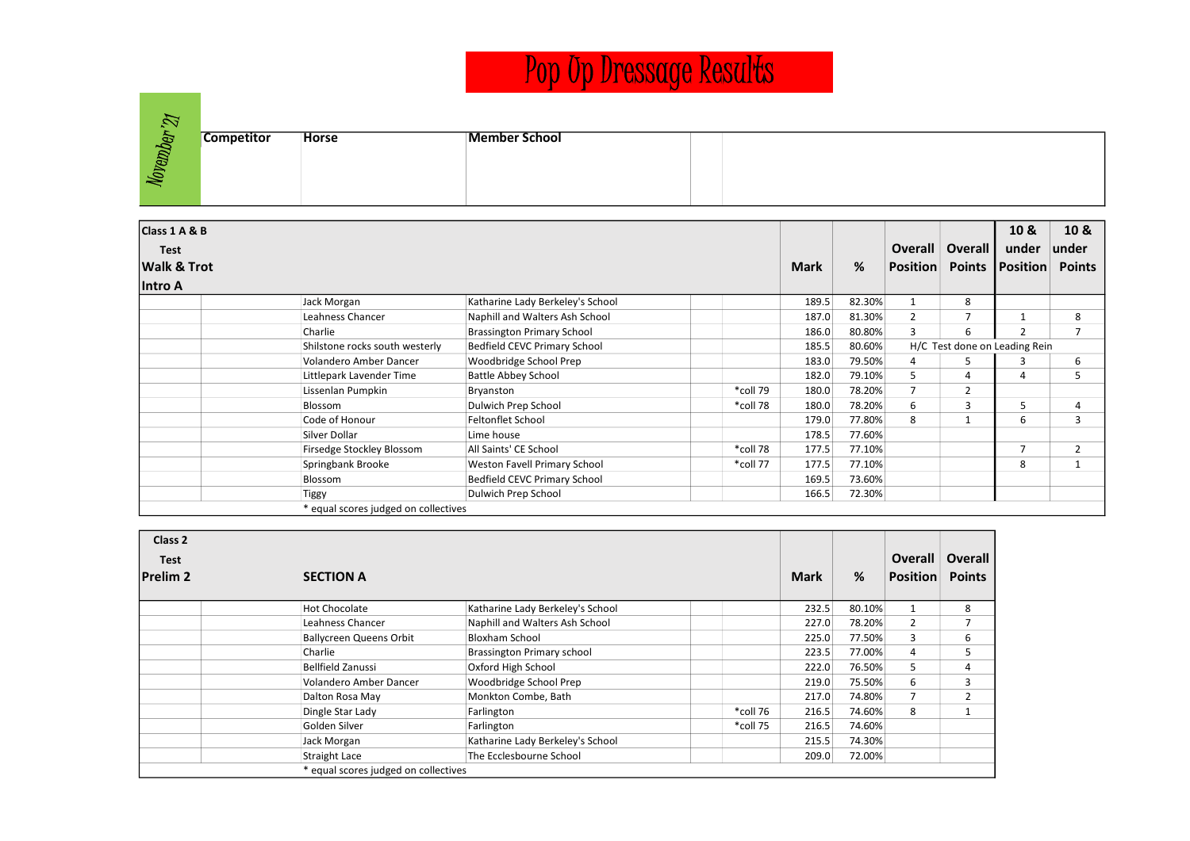# Pop Up Dressage Results

November '21

| Competitor | Horse | Member School | | |
|---|---|---|---|---|

**Class 1 A & B**
**Test**
**Walk & Trot**
**Intro A**

| Competitor | Horse | Member School | | | Mark | % | Overall Position | Overall Points | 10 & under Position | 10 & under Points |
|---|---|---|---|---|---|---|---|---|---|---|
| | Jack Morgan | Katharine Lady Berkeley's School | | | 189.5 | 82.30% | 1 | 8 | | |
| | Leahness Chancer | Naphill and Walters Ash School | | | 187.0 | 81.30% | 2 | 7 | 1 | 8 |
| | Charlie | Brassington Primary School | | | 186.0 | 80.80% | 3 | 6 | 2 | 7 |
| | Shilstone rocks south westerly | Bedfield CEVC Primary School | | | 185.5 | 80.60% | H/C Test done on Leading Rein | | | |
| | Volandero Amber Dancer | Woodbridge School Prep | | | 183.0 | 79.50% | 4 | 5 | 3 | 6 |
| | Littlepark Lavender Time | Battle Abbey School | | | 182.0 | 79.10% | 5 | 4 | 4 | 5 |
| | Lissenlan Pumpkin | Bryanston | | *coll 79 | 180.0 | 78.20% | 7 | 2 | | |
| | Blossom | Dulwich Prep School | | *coll 78 | 180.0 | 78.20% | 6 | 3 | 5 | 4 |
| | Code of Honour | Feltonflet School | | | 179.0 | 77.80% | 8 | 1 | 6 | 3 |
| | Silver Dollar | Lime house | | | 178.5 | 77.60% | | | | |
| | Firsedge Stockley Blossom | All Saints' CE School | | *coll 78 | 177.5 | 77.10% | | | 7 | 2 |
| | Springbank Brooke | Weston Favell Primary School | | *coll 77 | 177.5 | 77.10% | | | 8 | 1 |
| | Blossom | Bedfield CEVC Primary School | | | 169.5 | 73.60% | | | | |
| | Tiggy | Dulwich Prep School | | | 166.5 | 72.30% | | | | |

\* equal scores judged on collectives

**Class 2**
**Test**
**Prelim 2**

**SECTION A**

| Competitor | Horse | Member School | | | Mark | % | Overall Position | Overall Points |
|---|---|---|---|---|---|---|---|---|
| | Hot Chocolate | Katharine Lady Berkeley's School | | | 232.5 | 80.10% | 1 | 8 |
| | Leahness Chancer | Naphill and Walters Ash School | | | 227.0 | 78.20% | 2 | 7 |
| | Ballycreen Queens Orbit | Bloxham School | | | 225.0 | 77.50% | 3 | 6 |
| | Charlie | Brassington Primary school | | | 223.5 | 77.00% | 4 | 5 |
| | Bellfield Zanussi | Oxford High School | | | 222.0 | 76.50% | 5 | 4 |
| | Volandero Amber Dancer | Woodbridge School Prep | | | 219.0 | 75.50% | 6 | 3 |
| | Dalton Rosa May | Monkton Combe, Bath | | | 217.0 | 74.80% | 7 | 2 |
| | Dingle Star Lady | Farlington | | *coll 76 | 216.5 | 74.60% | 8 | 1 |
| | Golden Silver | Farlington | | *coll 75 | 216.5 | 74.60% | | |
| | Jack Morgan | Katharine Lady Berkeley's School | | | 215.5 | 74.30% | | |
| | Straight Lace | The Ecclesbourne School | | | 209.0 | 72.00% | | |

\* equal scores judged on collectives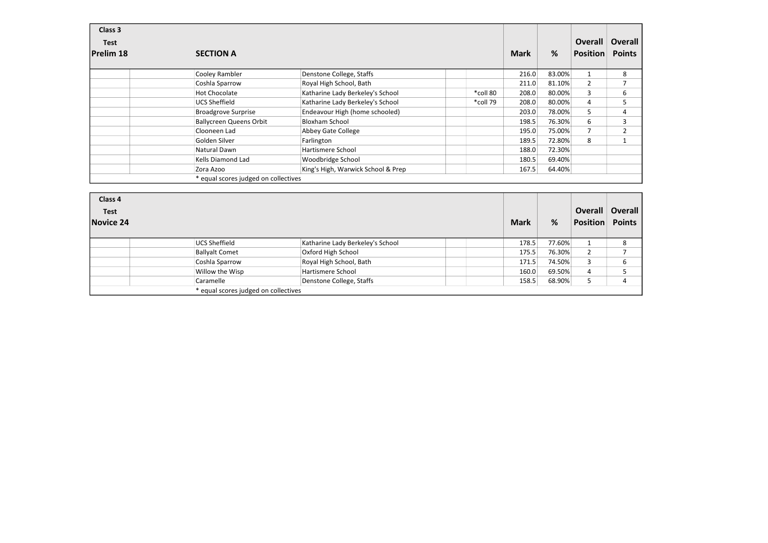| Class 3 Test Prelim 18 | | SECTION A | | | | Mark | % | Overall Position | Overall Points |
|---|---|---|---|---|---|---|---|---|---|
| | | Cooley Rambler | Denstone College, Staffs | | | 216.0 | 83.00% | 1 | 8 |
| | | Coshla Sparrow | Royal High School, Bath | | | 211.0 | 81.10% | 2 | 7 |
| | | Hot Chocolate | Katharine Lady Berkeley's School | | *coll 80 | 208.0 | 80.00% | 3 | 6 |
| | | UCS Sheffield | Katharine Lady Berkeley's School | | *coll 79 | 208.0 | 80.00% | 4 | 5 |
| | | Broadgrove Surprise | Endeavour High (home schooled) | | | 203.0 | 78.00% | 5 | 4 |
| | | Ballycreen Queens Orbit | Bloxham School | | | 198.5 | 76.30% | 6 | 3 |
| | | Clooneen Lad | Abbey Gate College | | | 195.0 | 75.00% | 7 | 2 |
| | | Golden Silver | Farlington | | | 189.5 | 72.80% | 8 | 1 |
| | | Natural Dawn | Hartismere School | | | 188.0 | 72.30% | | |
| | | Kells Diamond Lad | Woodbridge School | | | 180.5 | 69.40% | | |
| | | Zora Azoo | King's High, Warwick School & Prep | | | 167.5 | 64.40% | | |
| | | * equal scores judged on collectives | | | | | | | |

| Class 4 Test Novice 24 | | | | | | Mark | % | Overall Position | Overall Points |
|---|---|---|---|---|---|---|---|---|---|
| | | UCS Sheffield | Katharine Lady Berkeley's School | | | 178.5 | 77.60% | 1 | 8 |
| | | Ballyalt Comet | Oxford High School | | | 175.5 | 76.30% | 2 | 7 |
| | | Coshla Sparrow | Royal High School, Bath | | | 171.5 | 74.50% | 3 | 6 |
| | | Willow the Wisp | Hartismere School | | | 160.0 | 69.50% | 4 | 5 |
| | | Caramelle | Denstone College, Staffs | | | 158.5 | 68.90% | 5 | 4 |
| | | * equal scores judged on collectives | | | | | | | |